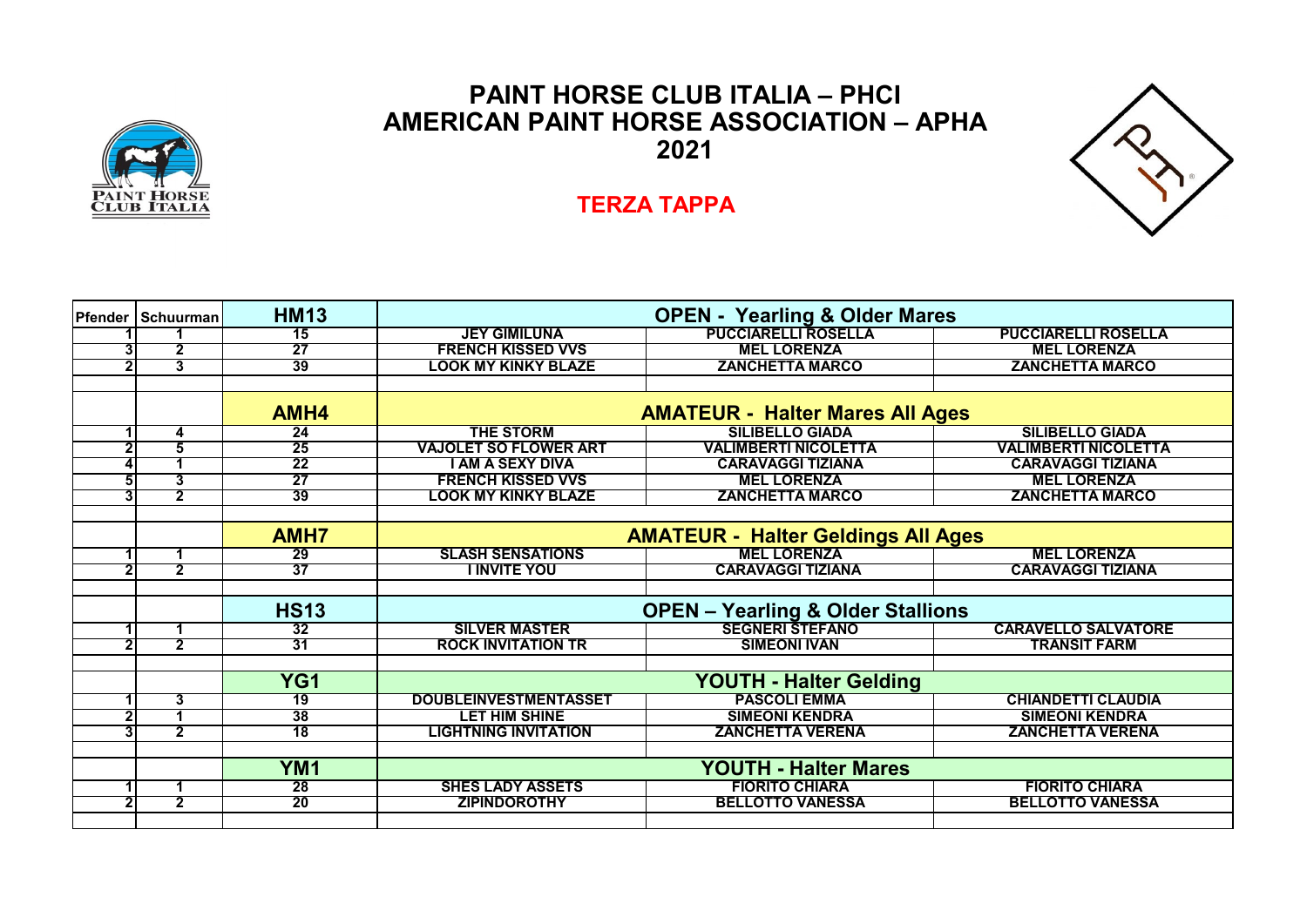# PAINT HORSE CLUB ITALIA – PHCI
# AMERICAN PAINT HORSE ASSOCIATION – APHA
# 2021

## TERZA TAPPA

| Pfender | Schuurman | HM13 | OPEN - Yearling & Older Mares | | |
|---|---|---|---|---|---|
| 1 | 1 | 15 | JEY GIMILUNA | PUCCIARELLI ROSELLA | PUCCIARELLI ROSELLA |
| 3 | 2 | 27 | FRENCH KISSED VVS | MEL LORENZA | MEL LORENZA |
| 2 | 3 | 39 | LOOK MY KINKY BLAZE | ZANCHETTA MARCO | ZANCHETTA MARCO |
| | | | | | |
| | | AMH4 | AMATEUR - Halter Mares All Ages | | |
| 1 | 4 | 24 | THE STORM | SILIBELLO GIADA | SILIBELLO GIADA |
| 2 | 5 | 25 | VAJOLET SO FLOWER ART | VALIMBERTI NICOLETTA | VALIMBERTI NICOLETTA |
| 4 | 1 | 22 | I AM A SEXY DIVA | CARAVAGGI TIZIANA | CARAVAGGI TIZIANA |
| 5 | 3 | 27 | FRENCH KISSED VVS | MEL LORENZA | MEL LORENZA |
| 3 | 2 | 39 | LOOK MY KINKY BLAZE | ZANCHETTA MARCO | ZANCHETTA MARCO |
| | | | | | |
| | | AMH7 | AMATEUR - Halter Geldings All Ages | | |
| 1 | 1 | 29 | SLASH SENSATIONS | MEL LORENZA | MEL LORENZA |
| 2 | 2 | 37 | I INVITE YOU | CARAVAGGI TIZIANA | CARAVAGGI TIZIANA |
| | | | | | |
| | | HS13 | OPEN – Yearling & Older Stallions | | |
| 1 | 1 | 32 | SILVER MASTER | SEGNERI STEFANO | CARAVELLO SALVATORE |
| 2 | 2 | 31 | ROCK INVITATION TR | SIMEONI IVAN | TRANSIT FARM |
| | | | | | |
| | | YG1 | YOUTH - Halter Gelding | | |
| 1 | 3 | 19 | DOUBLEINVESTMENTASSET | PASCOLI EMMA | CHIANDETTI CLAUDIA |
| 2 | 1 | 38 | LET HIM SHINE | SIMEONI KENDRA | SIMEONI KENDRA |
| 3 | 2 | 18 | LIGHTNING INVITATION | ZANCHETTA VERENA | ZANCHETTA VERENA |
| | | | | | |
| | | YM1 | YOUTH - Halter Mares | | |
| 1 | 1 | 28 | SHES LADY ASSETS | FIORITO CHIARA | FIORITO CHIARA |
| 2 | 2 | 20 | ZIPINDOROTHY | BELLOTTO VANESSA | BELLOTTO VANESSA |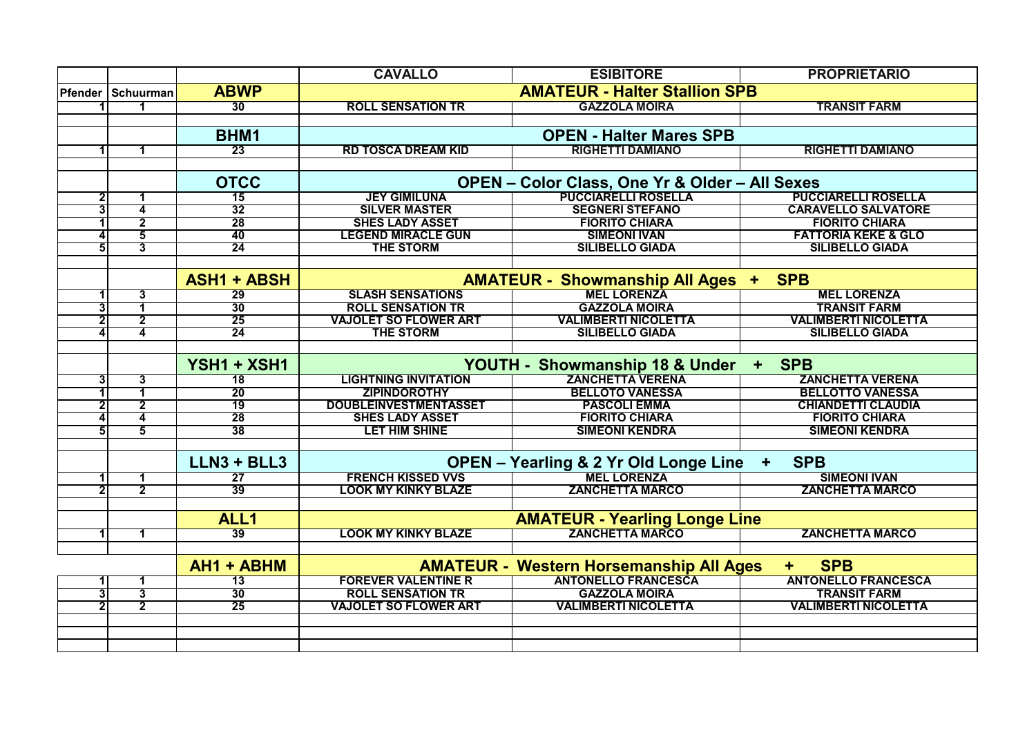| Pfender | Schuurman | | CAVALLO | ESIBITORE | PROPRIETARIO |
|---|---|---|---|---|---|
| | | **ABWP** | **AMATEUR - Halter Stallion SPB** | | |
| 1 | 1 | 30 | ROLL SENSATION TR | GAZZOLA MOIRA | TRANSIT FARM |
| | | | | | |
| | | **BHM1** | **OPEN - Halter Mares SPB** | | |
| 1 | 1 | 23 | RD TOSCA DREAM KID | RIGHETTI DAMIANO | RIGHETTI DAMIANO |
| | | | | | |
| | | **OTCC** | **OPEN – Color Class, One Yr & Older – All Sexes** | | |
| 2 | 1 | 15 | JEY GIMILUNA | PUCCIARELLI ROSELLA | PUCCIARELLI ROSELLA |
| 3 | 4 | 32 | SILVER MASTER | SEGNERI STEFANO | CARAVELLO SALVATORE |
| 1 | 2 | 28 | SHES LADY ASSET | FIORITO CHIARA | FIORITO CHIARA |
| 4 | 5 | 40 | LEGEND MIRACLE GUN | SIMEONI IVAN | FATTORIA KEKE & GLO |
| 5 | 3 | 24 | THE STORM | SILIBELLO GIADA | SILIBELLO GIADA |
| | | | | | |
| | | **ASH1 + ABSH** | **AMATEUR - Showmanship All Ages + SPB** | | |
| 1 | 3 | 29 | SLASH SENSATIONS | MEL LORENZA | MEL LORENZA |
| 3 | 1 | 30 | ROLL SENSATION TR | GAZZOLA MOIRA | TRANSIT FARM |
| 2 | 2 | 25 | VAJOLET SO FLOWER ART | VALIMBERTI NICOLETTA | VALIMBERTI NICOLETTA |
| 4 | 4 | 24 | THE STORM | SILIBELLO GIADA | SILIBELLO GIADA |
| | | | | | |
| | | **YSH1 + XSH1** | **YOUTH - Showmanship 18 & Under + SPB** | | |
| 3 | 3 | 18 | LIGHTNING INVITATION | ZANCHETTA VERENA | ZANCHETTA VERENA |
| 1 | 1 | 20 | ZIPINDOROTHY | BELLOTO VANESSA | BELLOTTO VANESSA |
| 2 | 2 | 19 | DOUBLEINVESTMENTASSET | PASCOLI EMMA | CHIANDETTI CLAUDIA |
| 4 | 4 | 28 | SHES LADY ASSET | FIORITO CHIARA | FIORITO CHIARA |
| 5 | 5 | 38 | LET HIM SHINE | SIMEONI KENDRA | SIMEONI KENDRA |
| | | | | | |
| | | **LLN3 + BLL3** | **OPEN – Yearling & 2 Yr Old Longe Line + SPB** | | |
| 1 | 1 | 27 | FRENCH KISSED VVS | MEL LORENZA | SIMEONI IVAN |
| 2 | 2 | 39 | LOOK MY KINKY BLAZE | ZANCHETTA MARCO | ZANCHETTA MARCO |
| | | | | | |
| | | **ALL1** | **AMATEUR - Yearling Longe Line** | | |
| 1 | 1 | 39 | LOOK MY KINKY BLAZE | ZANCHETTA MARCO | ZANCHETTA MARCO |
| | | | | | |
| | | **AH1 + ABHM** | **AMATEUR - Western Horsemanship All Ages + SPB** | | |
| 1 | 1 | 13 | FOREVER VALENTINE R | ANTONELLO FRANCESCA | ANTONELLO FRANCESCA |
| 3 | 3 | 30 | ROLL SENSATION TR | GAZZOLA MOIRA | TRANSIT FARM |
| 2 | 2 | 25 | VAJOLET SO FLOWER ART | VALIMBERTI NICOLETTA | VALIMBERTI NICOLETTA |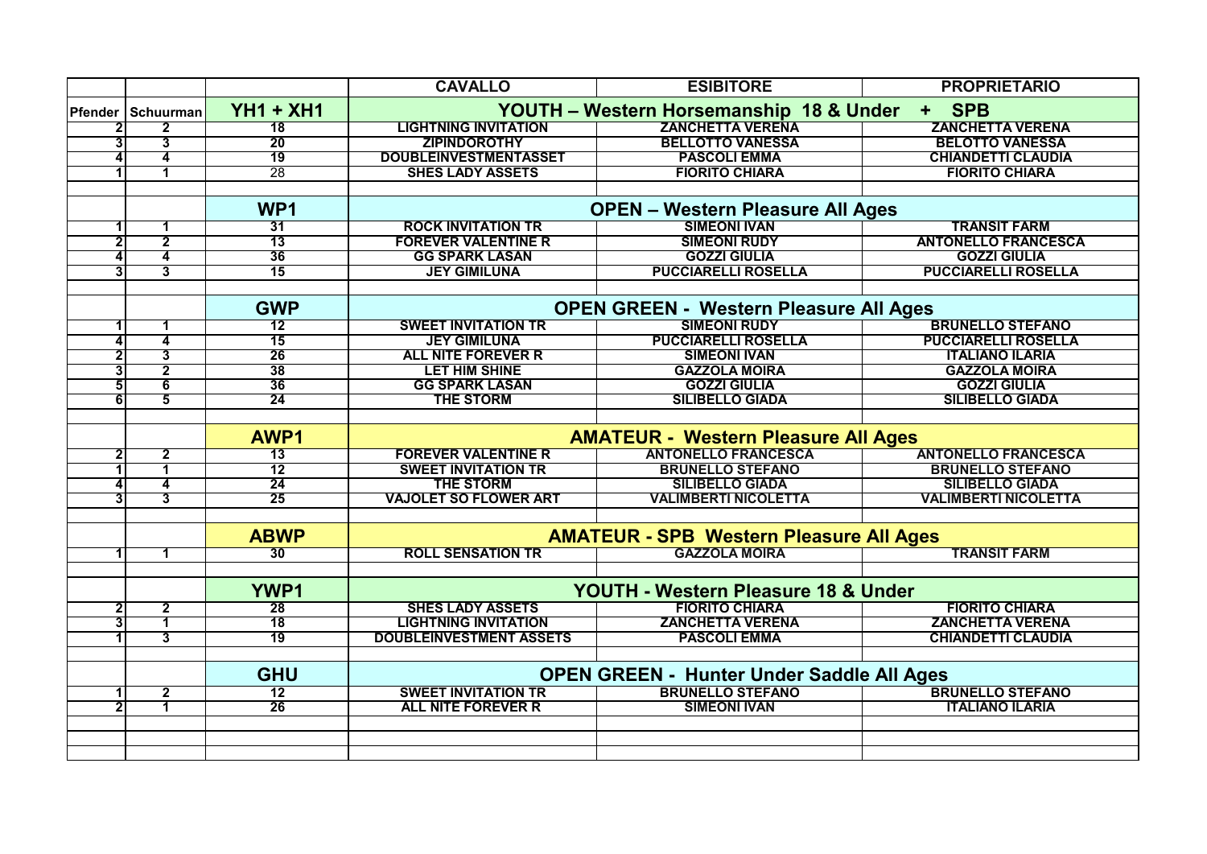|  |  |  | CAVALLO | ESIBITORE | PROPRIETARIO |
|---|---|---|---|---|---|
| Pfender | Schuurman | YH1 + XH1 | YOUTH – Western Horsemanship 18 & Under + SPB | | |
| 2 | 2 | 18 | LIGHTNING INVITATION | ZANCHETTA VERENA | ZANCHETTA VERENA |
| 3 | 3 | 20 | ZIPINDOROTHY | BELLOTTO VANESSA | BELOTTO VANESSA |
| 4 | 4 | 19 | DOUBLEINVESTMENTASSET | PASCOLI EMMA | CHIANDETTI CLAUDIA |
| 1 | 1 | 28 | SHES LADY ASSETS | FIORITO CHIARA | FIORITO CHIARA |
|  |  |  |  |  |  |
|  |  | WP1 | OPEN – Western Pleasure All Ages | | |
| 1 | 1 | 31 | ROCK INVITATION TR | SIMEONI IVAN | TRANSIT FARM |
| 2 | 2 | 13 | FOREVER VALENTINE R | SIMEONI RUDY | ANTONELLO FRANCESCA |
| 4 | 4 | 36 | GG SPARK LASAN | GOZZI GIULIA | GOZZI GIULIA |
| 3 | 3 | 15 | JEY GIMILUNA | PUCCIARELLI ROSELLA | PUCCIARELLI ROSELLA |
|  |  |  |  |  |  |
|  |  | GWP | OPEN GREEN - Western Pleasure All Ages | | |
| 1 | 1 | 12 | SWEET INVITATION TR | SIMEONI RUDY | BRUNELLO STEFANO |
| 4 | 4 | 15 | JEY GIMILUNA | PUCCIARELLI ROSELLA | PUCCIARELLI ROSELLA |
| 2 | 3 | 26 | ALL NITE FOREVER R | SIMEONI IVAN | ITALIANO ILARIA |
| 3 | 2 | 38 | LET HIM SHINE | GAZZOLA MOIRA | GAZZOLA MOIRA |
| 5 | 6 | 36 | GG SPARK LASAN | GOZZI GIULIA | GOZZI GIULIA |
| 6 | 5 | 24 | THE STORM | SILIBELLO GIADA | SILIBELLO GIADA |
|  |  |  |  |  |  |
|  |  | AWP1 | AMATEUR - Western Pleasure All Ages | | |
| 2 | 2 | 13 | FOREVER VALENTINE R | ANTONELLO FRANCESCA | ANTONELLO FRANCESCA |
| 1 | 1 | 12 | SWEET INVITATION TR | BRUNELLO STEFANO | BRUNELLO STEFANO |
| 4 | 4 | 24 | THE STORM | SILIBELLO GIADA | SILIBELLO GIADA |
| 3 | 3 | 25 | VAJOLET SO FLOWER ART | VALIMBERTI NICOLETTA | VALIMBERTI NICOLETTA |
|  |  |  |  |  |  |
|  |  | ABWP | AMATEUR - SPB Western Pleasure All Ages | | |
| 1 | 1 | 30 | ROLL SENSATION TR | GAZZOLA MOIRA | TRANSIT FARM |
|  |  |  |  |  |  |
|  |  | YWP1 | YOUTH - Western Pleasure 18 & Under | | |
| 2 | 2 | 28 | SHES LADY ASSETS | FIORITO CHIARA | FIORITO CHIARA |
| 3 | 1 | 18 | LIGHTNING INVITATION | ZANCHETTA VERENA | ZANCHETTA VERENA |
| 1 | 3 | 19 | DOUBLEINVESTMENT ASSETS | PASCOLI EMMA | CHIANDETTI CLAUDIA |
|  |  |  |  |  |  |
|  |  | GHU | OPEN GREEN - Hunter Under Saddle All Ages | | |
| 1 | 2 | 12 | SWEET INVITATION TR | BRUNELLO STEFANO | BRUNELLO STEFANO |
| 2 | 1 | 26 | ALL NITE FOREVER R | SIMEONI IVAN | ITALIANO ILARIA |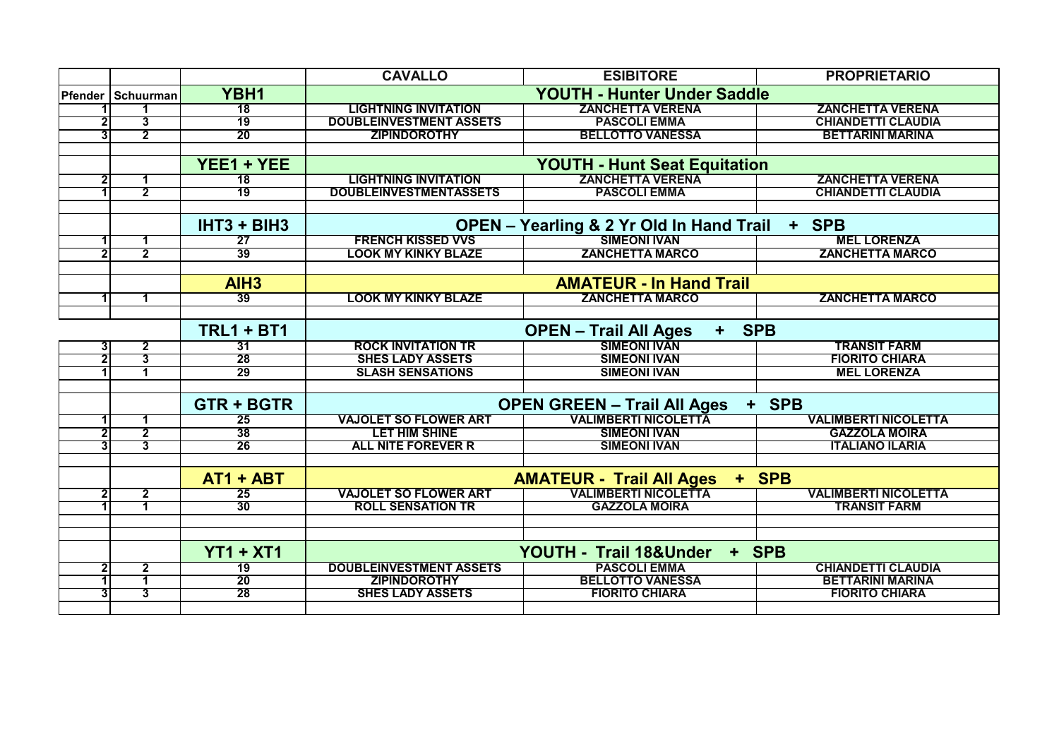| | | | CAVALLO | ESIBITORE | PROPRIETARIO |
|---|---|---|---|---|---|
| Pfender | Schuurman | YBH1 | YOUTH - Hunter Under Saddle | | |
| 1 | 1 | 18 | LIGHTNING INVITATION | ZANCHETTA VERENA | ZANCHETTA VERENA |
| 2 | 3 | 19 | DOUBLEINVESTMENT ASSETS | PASCOLI EMMA | CHIANDETTI CLAUDIA |
| 3 | 2 | 20 | ZIPINDOROTHY | BELLOTTO VANESSA | BETTARINI MARINA |
| | | | | | |
| | | YEE1 + YEE | YOUTH - Hunt Seat Equitation | | |
| 2 | 1 | 18 | LIGHTNING INVITATION | ZANCHETTA VERENA | ZANCHETTA VERENA |
| 1 | 2 | 19 | DOUBLEINVESTMENTASSETS | PASCOLI EMMA | CHIANDETTI CLAUDIA |
| | | | | | |
| | | IHT3 + BIH3 | OPEN – Yearling & 2 Yr Old In Hand Trail + SPB | | |
| 1 | 1 | 27 | FRENCH KISSED VVS | SIMEONI IVAN | MEL LORENZA |
| 2 | 2 | 39 | LOOK MY KINKY BLAZE | ZANCHETTA MARCO | ZANCHETTA MARCO |
| | | | | | |
| | | AIH3 | AMATEUR - In Hand Trail | | |
| 1 | 1 | 39 | LOOK MY KINKY BLAZE | ZANCHETTA MARCO | ZANCHETTA MARCO |
| | | | | | |
| | | TRL1 + BT1 | OPEN – Trail All Ages + SPB | | |
| 3 | 2 | 31 | ROCK INVITATION TR | SIMEONI IVAN | TRANSIT FARM |
| 2 | 3 | 28 | SHES LADY ASSETS | SIMEONI IVAN | FIORITO CHIARA |
| 1 | 1 | 29 | SLASH SENSATIONS | SIMEONI IVAN | MEL LORENZA |
| | | | | | |
| | | GTR + BGTR | OPEN GREEN – Trail All Ages + SPB | | |
| 1 | 1 | 25 | VAJOLET SO FLOWER ART | VALIMBERTI NICOLETTA | VALIMBERTI NICOLETTA |
| 2 | 2 | 38 | LET HIM SHINE | SIMEONI IVAN | GAZZOLA MOIRA |
| 3 | 3 | 26 | ALL NITE FOREVER R | SIMEONI IVAN | ITALIANO ILARIA |
| | | | | | |
| | | AT1 + ABT | AMATEUR - Trail All Ages + SPB | | |
| 2 | 2 | 25 | VAJOLET SO FLOWER ART | VALIMBERTI NICOLETTA | VALIMBERTI NICOLETTA |
| 1 | 1 | 30 | ROLL SENSATION TR | GAZZOLA MOIRA | TRANSIT FARM |
| | | | | | |
| | | | | | |
| | | YT1 + XT1 | YOUTH - Trail 18&Under + SPB | | |
| 2 | 2 | 19 | DOUBLEINVESTMENT ASSETS | PASCOLI EMMA | CHIANDETTI CLAUDIA |
| 1 | 1 | 20 | ZIPINDOROTHY | BELLOTTO VANESSA | BETTARINI MARINA |
| 3 | 3 | 28 | SHES LADY ASSETS | FIORITO CHIARA | FIORITO CHIARA |
| | | | | | |